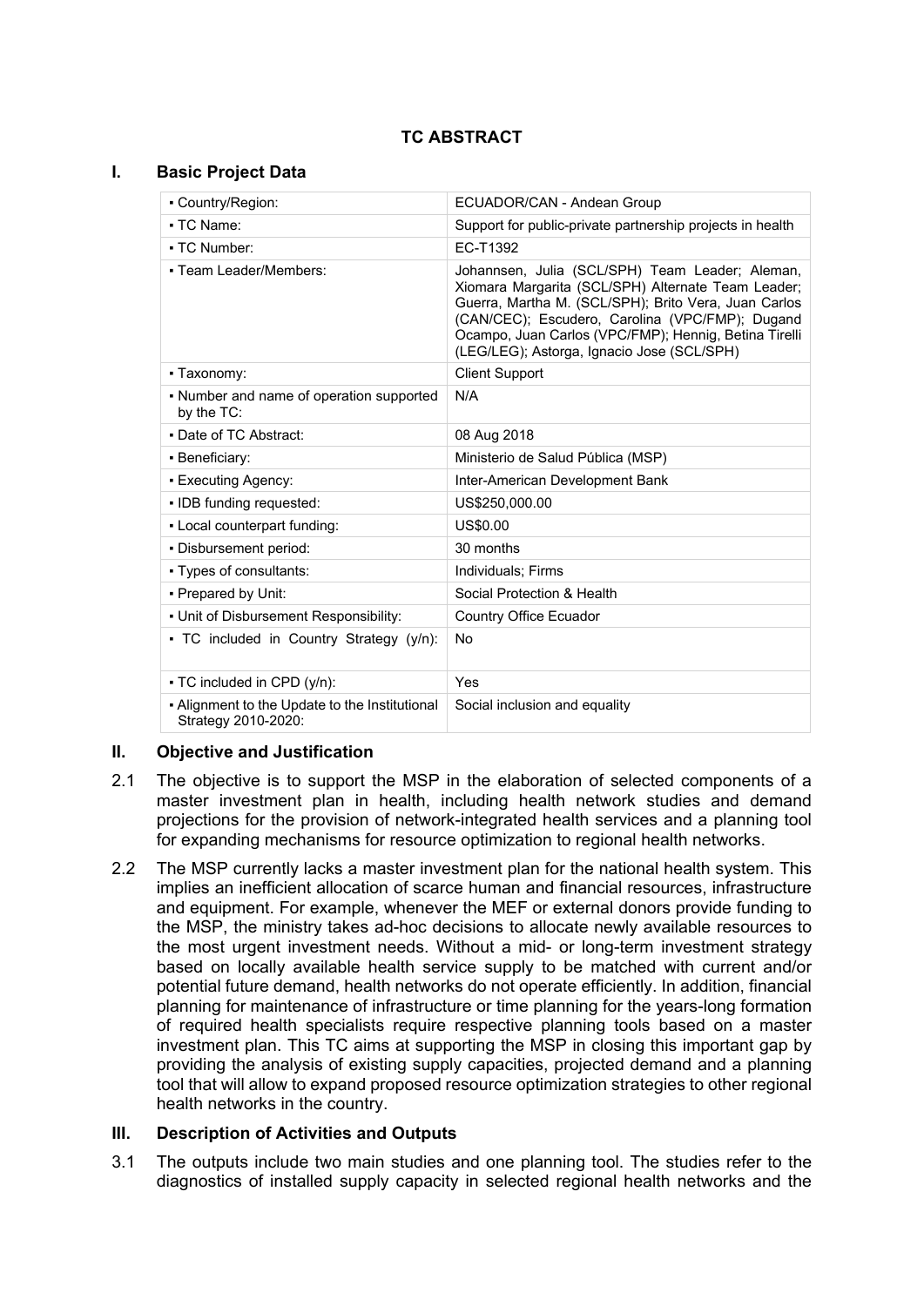# TC ABSTRACT

## I. Basic Project Data

| | |
|---|---|
| ▪ Country/Region: | ECUADOR/CAN - Andean Group |
| ▪ TC Name: | Support for public-private partnership projects in health |
| ▪ TC Number: | EC-T1392 |
| ▪ Team Leader/Members: | Johannsen, Julia (SCL/SPH) Team Leader; Aleman, Xiomara Margarita (SCL/SPH) Alternate Team Leader; Guerra, Martha M. (SCL/SPH); Brito Vera, Juan Carlos (CAN/CEC); Escudero, Carolina (VPC/FMP); Dugand Ocampo, Juan Carlos (VPC/FMP); Hennig, Betina Tirelli (LEG/LEG); Astorga, Ignacio Jose (SCL/SPH) |
| ▪ Taxonomy: | Client Support |
| ▪ Number and name of operation supported by the TC: | N/A |
| ▪ Date of TC Abstract: | 08 Aug 2018 |
| ▪ Beneficiary: | Ministerio de Salud Pública (MSP) |
| ▪ Executing Agency: | Inter-American Development Bank |
| ▪ IDB funding requested: | US$250,000.00 |
| ▪ Local counterpart funding: | US$0.00 |
| ▪ Disbursement period: | 30 months |
| ▪ Types of consultants: | Individuals; Firms |
| ▪ Prepared by Unit: | Social Protection & Health |
| ▪ Unit of Disbursement Responsibility: | Country Office Ecuador |
| ▪ TC included in Country Strategy (y/n): | No |
| ▪ TC included in CPD (y/n): | Yes |
| ▪ Alignment to the Update to the Institutional Strategy 2010-2020: | Social inclusion and equality |

## II. Objective and Justification

2.1 The objective is to support the MSP in the elaboration of selected components of a master investment plan in health, including health network studies and demand projections for the provision of network-integrated health services and a planning tool for expanding mechanisms for resource optimization to regional health networks.

2.2 The MSP currently lacks a master investment plan for the national health system. This implies an inefficient allocation of scarce human and financial resources, infrastructure and equipment. For example, whenever the MEF or external donors provide funding to the MSP, the ministry takes ad-hoc decisions to allocate newly available resources to the most urgent investment needs. Without a mid- or long-term investment strategy based on locally available health service supply to be matched with current and/or potential future demand, health networks do not operate efficiently. In addition, financial planning for maintenance of infrastructure or time planning for the years-long formation of required health specialists require respective planning tools based on a master investment plan. This TC aims at supporting the MSP in closing this important gap by providing the analysis of existing supply capacities, projected demand and a planning tool that will allow to expand proposed resource optimization strategies to other regional health networks in the country.

## III. Description of Activities and Outputs

3.1 The outputs include two main studies and one planning tool. The studies refer to the diagnostics of installed supply capacity in selected regional health networks and the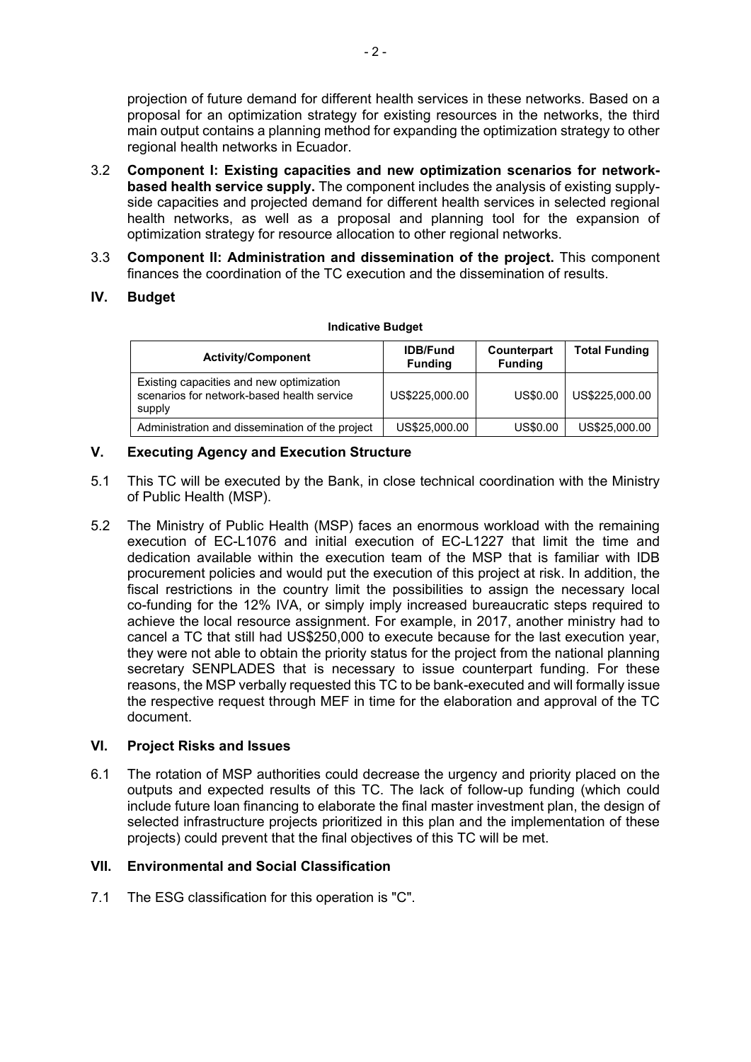projection of future demand for different health services in these networks. Based on a proposal for an optimization strategy for existing resources in the networks, the third main output contains a planning method for expanding the optimization strategy to other regional health networks in Ecuador.

3.2 **Component I: Existing capacities and new optimization scenarios for network-based health service supply.** The component includes the analysis of existing supply-side capacities and projected demand for different health services in selected regional health networks, as well as a proposal and planning tool for the expansion of optimization strategy for resource allocation to other regional networks.

3.3 **Component II: Administration and dissemination of the project.** This component finances the coordination of the TC execution and the dissemination of results.

## IV. Budget

**Indicative Budget**

| Activity/Component | IDB/Fund Funding | Counterpart Funding | Total Funding |
|---|---|---|---|
| Existing capacities and new optimization scenarios for network-based health service supply | US$225,000.00 | US$0.00 | US$225,000.00 |
| Administration and dissemination of the project | US$25,000.00 | US$0.00 | US$25,000.00 |

## V. Executing Agency and Execution Structure

5.1 This TC will be executed by the Bank, in close technical coordination with the Ministry of Public Health (MSP).

5.2 The Ministry of Public Health (MSP) faces an enormous workload with the remaining execution of EC-L1076 and initial execution of EC-L1227 that limit the time and dedication available within the execution team of the MSP that is familiar with IDB procurement policies and would put the execution of this project at risk. In addition, the fiscal restrictions in the country limit the possibilities to assign the necessary local co-funding for the 12% IVA, or simply imply increased bureaucratic steps required to achieve the local resource assignment. For example, in 2017, another ministry had to cancel a TC that still had US$250,000 to execute because for the last execution year, they were not able to obtain the priority status for the project from the national planning secretary SENPLADES that is necessary to issue counterpart funding. For these reasons, the MSP verbally requested this TC to be bank-executed and will formally issue the respective request through MEF in time for the elaboration and approval of the TC document.

## VI. Project Risks and Issues

6.1 The rotation of MSP authorities could decrease the urgency and priority placed on the outputs and expected results of this TC. The lack of follow-up funding (which could include future loan financing to elaborate the final master investment plan, the design of selected infrastructure projects prioritized in this plan and the implementation of these projects) could prevent that the final objectives of this TC will be met.

## VII. Environmental and Social Classification

7.1 The ESG classification for this operation is "C".